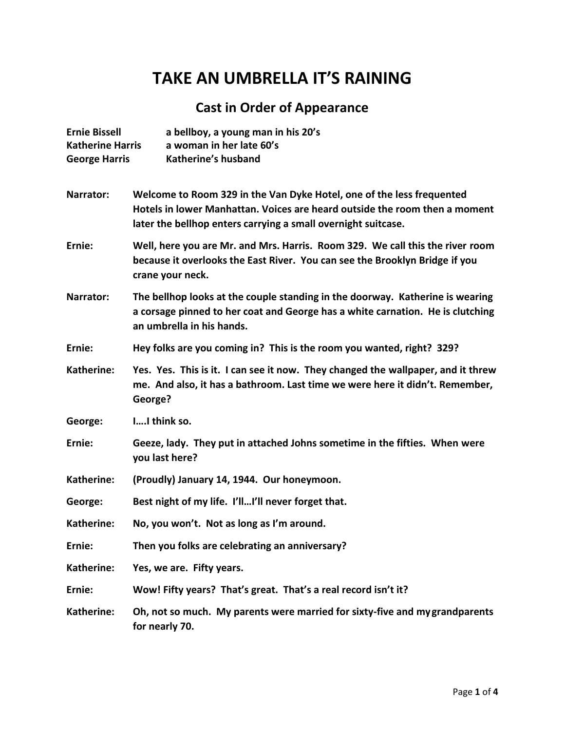# TAKE AN UMBRELLA IT'S RAINING

## Cast in Order of Appearance

**Ernie Bissell** — a bellboy, a young man in his 20's
**Katherine Harris** — a woman in her late 60's
**George Harris** — Katherine's husband

**Narrator:** Welcome to Room 329 in the Van Dyke Hotel, one of the less frequented Hotels in lower Manhattan. Voices are heard outside the room then a moment later the bellhop enters carrying a small overnight suitcase.

**Ernie:** Well, here you are Mr. and Mrs. Harris. Room 329. We call this the river room because it overlooks the East River. You can see the Brooklyn Bridge if you crane your neck.

**Narrator:** The bellhop looks at the couple standing in the doorway. Katherine is wearing a corsage pinned to her coat and George has a white carnation. He is clutching an umbrella in his hands.

**Ernie:** Hey folks are you coming in? This is the room you wanted, right? 329?

**Katherine:** Yes. Yes. This is it. I can see it now. They changed the wallpaper, and it threw me. And also, it has a bathroom. Last time we were here it didn't. Remember, George?

**George:** I….I think so.

**Ernie:** Geeze, lady. They put in attached Johns sometime in the fifties. When were you last here?

**Katherine:** (Proudly) January 14, 1944. Our honeymoon.

**George:** Best night of my life. I'll…I'll never forget that.

**Katherine:** No, you won't. Not as long as I'm around.

**Ernie:** Then you folks are celebrating an anniversary?

**Katherine:** Yes, we are. Fifty years.

**Ernie:** Wow! Fifty years? That's great. That's a real record isn't it?

**Katherine:** Oh, not so much. My parents were married for sixty-five and my grandparents for nearly 70.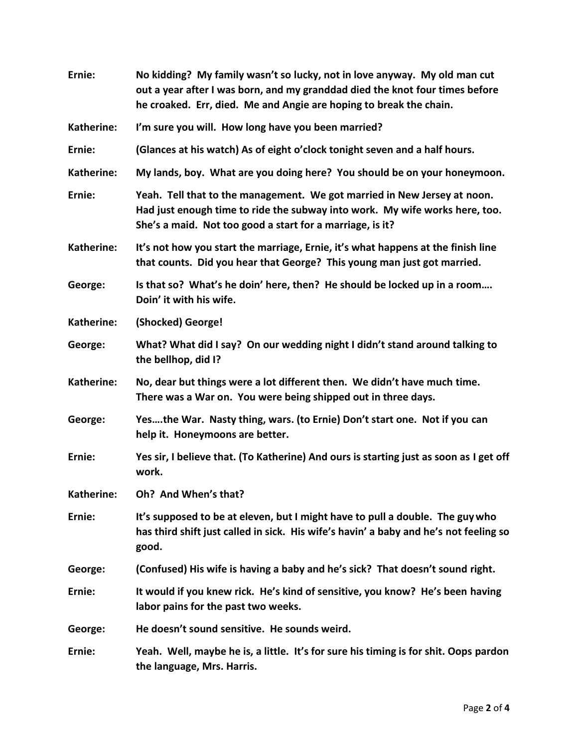**Ernie:** **No kidding? My family wasn't so lucky, not in love anyway. My old man cut out a year after I was born, and my granddad died the knot four times before he croaked. Err, died. Me and Angie are hoping to break the chain.**

**Katherine:** **I'm sure you will. How long have you been married?**

**Ernie:** **(Glances at his watch) As of eight o'clock tonight seven and a half hours.**

**Katherine:** **My lands, boy. What are you doing here? You should be on your honeymoon.**

**Ernie:** **Yeah. Tell that to the management. We got married in New Jersey at noon. Had just enough time to ride the subway into work. My wife works here, too. She's a maid. Not too good a start for a marriage, is it?**

**Katherine:** **It's not how you start the marriage, Ernie, it's what happens at the finish line that counts. Did you hear that George? This young man just got married.**

**George:** **Is that so? What's he doin' here, then? He should be locked up in a room…. Doin' it with his wife.**

**Katherine:** **(Shocked) George!**

**George:** **What? What did I say? On our wedding night I didn't stand around talking to the bellhop, did I?**

**Katherine:** **No, dear but things were a lot different then. We didn't have much time. There was a War on. You were being shipped out in three days.**

**George:** **Yes….the War. Nasty thing, wars. (to Ernie) Don't start one. Not if you can help it. Honeymoons are better.**

**Ernie:** **Yes sir, I believe that. (To Katherine) And ours is starting just as soon as I get off work.**

**Katherine:** **Oh? And When's that?**

**Ernie:** **It's supposed to be at eleven, but I might have to pull a double. The guy who has third shift just called in sick. His wife's havin' a baby and he's not feeling so good.**

**George:** **(Confused) His wife is having a baby and he's sick? That doesn't sound right.**

**Ernie:** **It would if you knew rick. He's kind of sensitive, you know? He's been having labor pains for the past two weeks.**

**George:** **He doesn't sound sensitive. He sounds weird.**

**Ernie:** **Yeah. Well, maybe he is, a little. It's for sure his timing is for shit. Oops pardon the language, Mrs. Harris.**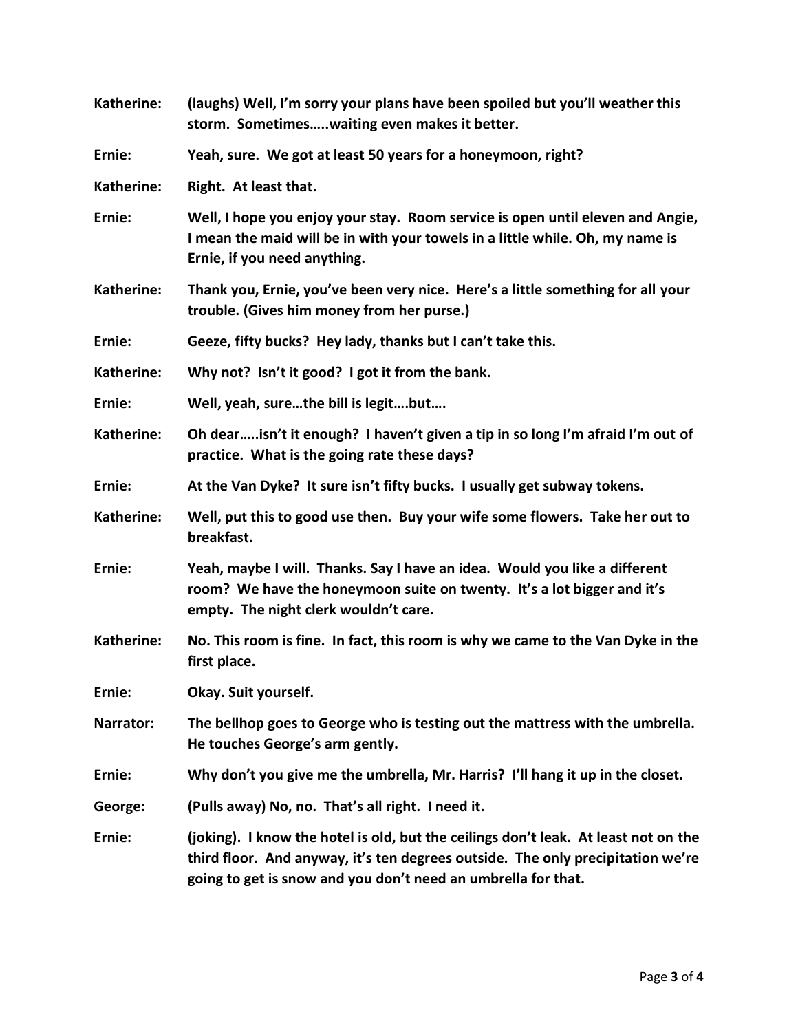**Katherine:** (laughs) Well, I'm sorry your plans have been spoiled but you'll weather this storm. Sometimes.....waiting even makes it better.

**Ernie:** Yeah, sure. We got at least 50 years for a honeymoon, right?

**Katherine:** Right. At least that.

**Ernie:** Well, I hope you enjoy your stay. Room service is open until eleven and Angie, I mean the maid will be in with your towels in a little while. Oh, my name is Ernie, if you need anything.

**Katherine:** Thank you, Ernie, you've been very nice. Here's a little something for all your trouble. (Gives him money from her purse.)

**Ernie:** Geeze, fifty bucks? Hey lady, thanks but I can't take this.

**Katherine:** Why not? Isn't it good? I got it from the bank.

**Ernie:** Well, yeah, sure…the bill is legit….but….

**Katherine:** Oh dear…..isn't it enough? I haven't given a tip in so long I'm afraid I'm out of practice. What is the going rate these days?

**Ernie:** At the Van Dyke? It sure isn't fifty bucks. I usually get subway tokens.

**Katherine:** Well, put this to good use then. Buy your wife some flowers. Take her out to breakfast.

**Ernie:** Yeah, maybe I will. Thanks. Say I have an idea. Would you like a different room? We have the honeymoon suite on twenty. It's a lot bigger and it's empty. The night clerk wouldn't care.

**Katherine:** No. This room is fine. In fact, this room is why we came to the Van Dyke in the first place.

**Ernie:** Okay. Suit yourself.

**Narrator:** The bellhop goes to George who is testing out the mattress with the umbrella. He touches George's arm gently.

**Ernie:** Why don't you give me the umbrella, Mr. Harris? I'll hang it up in the closet.

**George:** (Pulls away) No, no. That's all right. I need it.

**Ernie:** (joking). I know the hotel is old, but the ceilings don't leak. At least not on the third floor. And anyway, it's ten degrees outside. The only precipitation we're going to get is snow and you don't need an umbrella for that.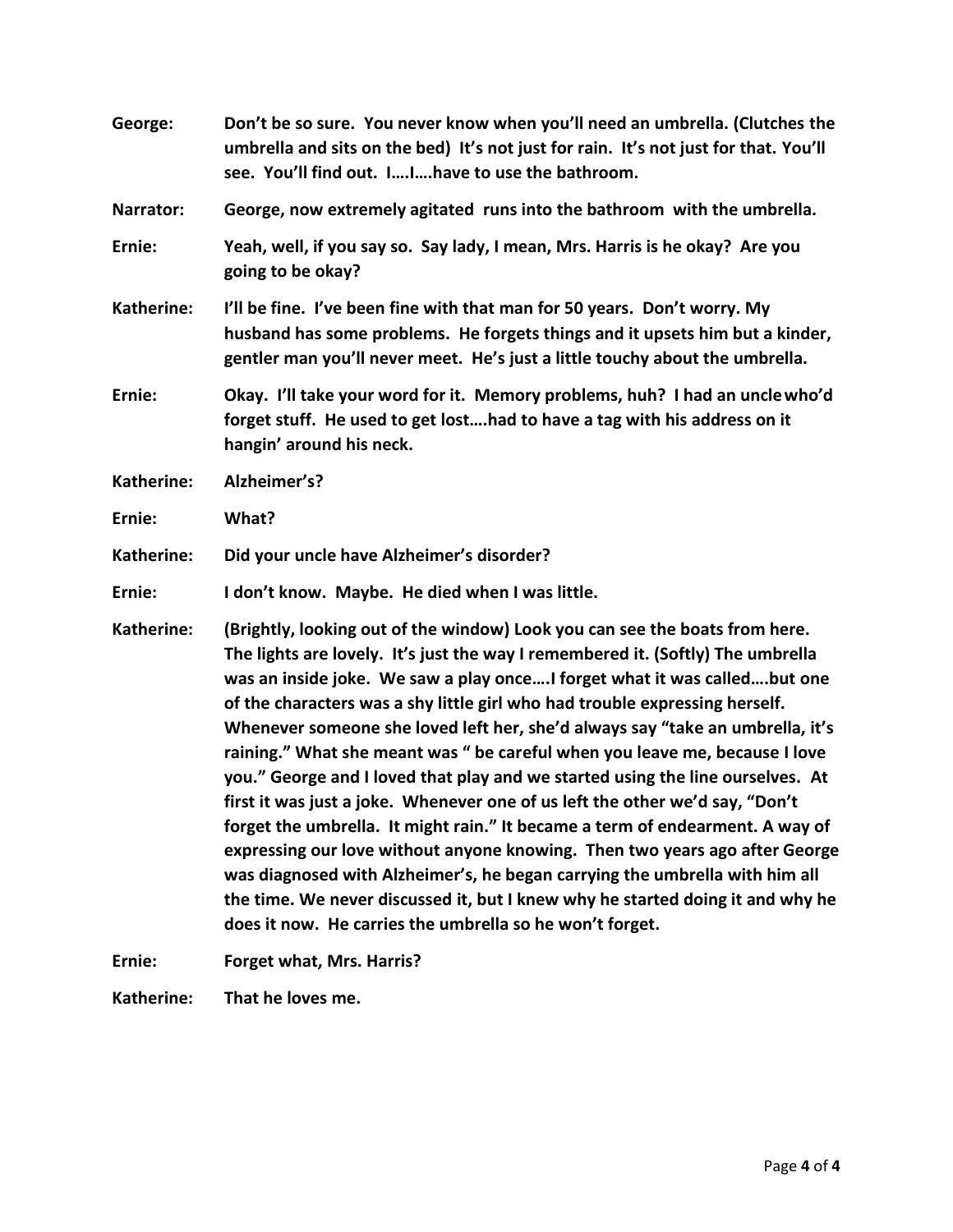**George:** **Don't be so sure. You never know when you'll need an umbrella. (Clutches the umbrella and sits on the bed) It's not just for rain. It's not just for that. You'll see. You'll find out. I….I….have to use the bathroom.**

**Narrator:** **George, now extremely agitated runs into the bathroom with the umbrella.**

**Ernie:** **Yeah, well, if you say so. Say lady, I mean, Mrs. Harris is he okay? Are you going to be okay?**

**Katherine:** **I'll be fine. I've been fine with that man for 50 years. Don't worry. My husband has some problems. He forgets things and it upsets him but a kinder, gentler man you'll never meet. He's just a little touchy about the umbrella.**

**Ernie:** **Okay. I'll take your word for it. Memory problems, huh? I had an uncle who'd forget stuff. He used to get lost….had to have a tag with his address on it hangin' around his neck.**

**Katherine:** **Alzheimer's?**

**Ernie:** **What?**

**Katherine:** **Did your uncle have Alzheimer's disorder?**

**Ernie:** **I don't know. Maybe. He died when I was little.**

**Katherine:** **(Brightly, looking out of the window) Look you can see the boats from here. The lights are lovely. It's just the way I remembered it. (Softly) The umbrella was an inside joke. We saw a play once….I forget what it was called….but one of the characters was a shy little girl who had trouble expressing herself. Whenever someone she loved left her, she'd always say "take an umbrella, it's raining." What she meant was " be careful when you leave me, because I love you." George and I loved that play and we started using the line ourselves. At first it was just a joke. Whenever one of us left the other we'd say, "Don't forget the umbrella. It might rain." It became a term of endearment. A way of expressing our love without anyone knowing. Then two years ago after George was diagnosed with Alzheimer's, he began carrying the umbrella with him all the time. We never discussed it, but I knew why he started doing it and why he does it now. He carries the umbrella so he won't forget.**

**Ernie:** **Forget what, Mrs. Harris?**

**Katherine:** **That he loves me.**